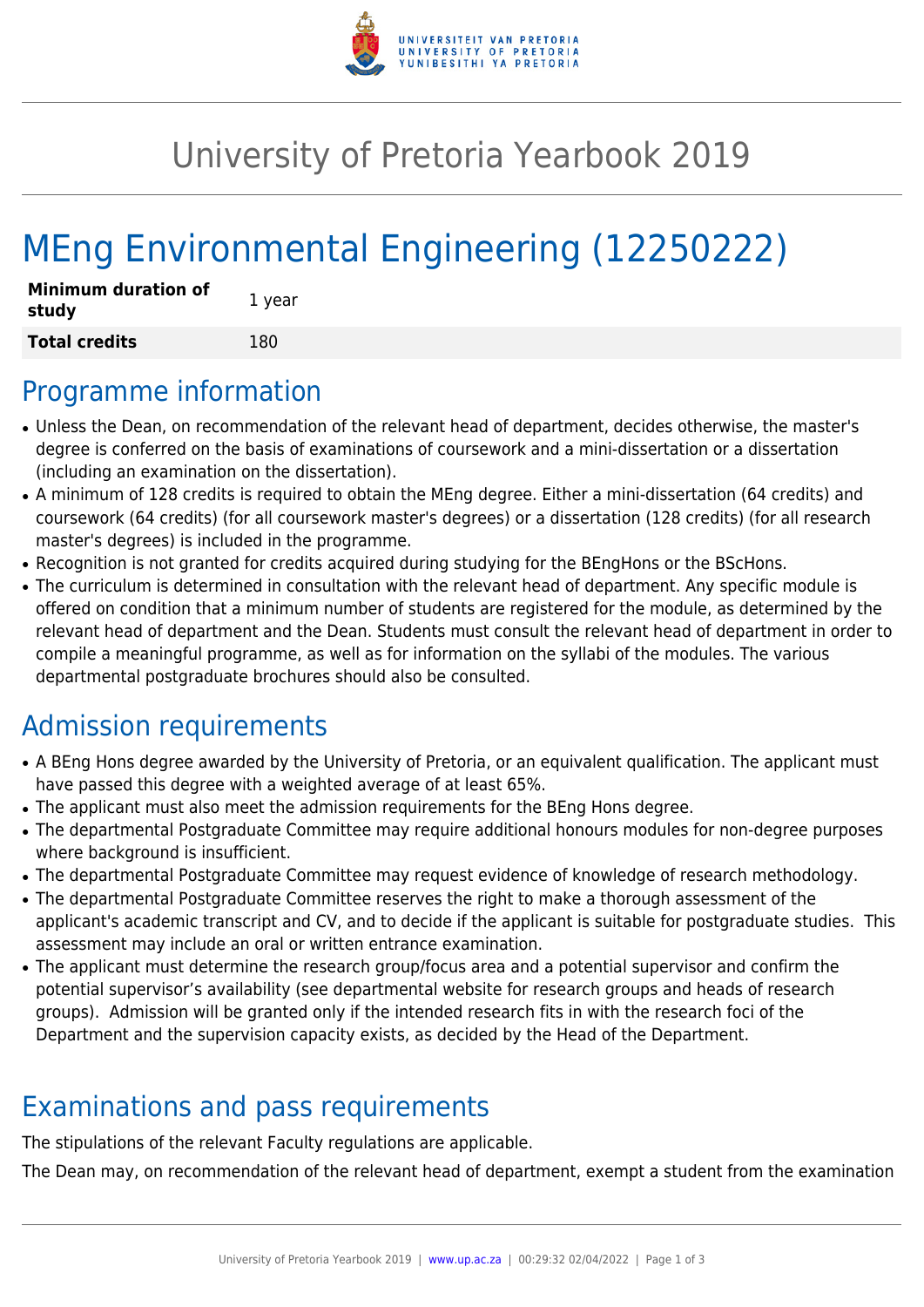# University of Pretoria Yearbook 2019

# MEng Environmental Engineering (12250222)

| **Minimum duration of study** | 1 year |
|---|---|
| **Total credits** | 180 |

## Programme information

- Unless the Dean, on recommendation of the relevant head of department, decides otherwise, the master's degree is conferred on the basis of examinations of coursework and a mini-dissertation or a dissertation (including an examination on the dissertation).
- A minimum of 128 credits is required to obtain the MEng degree. Either a mini-dissertation (64 credits) and coursework (64 credits) (for all coursework master's degrees) or a dissertation (128 credits) (for all research master's degrees) is included in the programme.
- Recognition is not granted for credits acquired during studying for the BEngHons or the BScHons.
- The curriculum is determined in consultation with the relevant head of department. Any specific module is offered on condition that a minimum number of students are registered for the module, as determined by the relevant head of department and the Dean. Students must consult the relevant head of department in order to compile a meaningful programme, as well as for information on the syllabi of the modules. The various departmental postgraduate brochures should also be consulted.

## Admission requirements

- A BEng Hons degree awarded by the University of Pretoria, or an equivalent qualification. The applicant must have passed this degree with a weighted average of at least 65%.
- The applicant must also meet the admission requirements for the BEng Hons degree.
- The departmental Postgraduate Committee may require additional honours modules for non-degree purposes where background is insufficient.
- The departmental Postgraduate Committee may request evidence of knowledge of research methodology.
- The departmental Postgraduate Committee reserves the right to make a thorough assessment of the applicant's academic transcript and CV, and to decide if the applicant is suitable for postgraduate studies. This assessment may include an oral or written entrance examination.
- The applicant must determine the research group/focus area and a potential supervisor and confirm the potential supervisor's availability (see departmental website for research groups and heads of research groups). Admission will be granted only if the intended research fits in with the research foci of the Department and the supervision capacity exists, as decided by the Head of the Department.

## Examinations and pass requirements

The stipulations of the relevant Faculty regulations are applicable.

The Dean may, on recommendation of the relevant head of department, exempt a student from the examination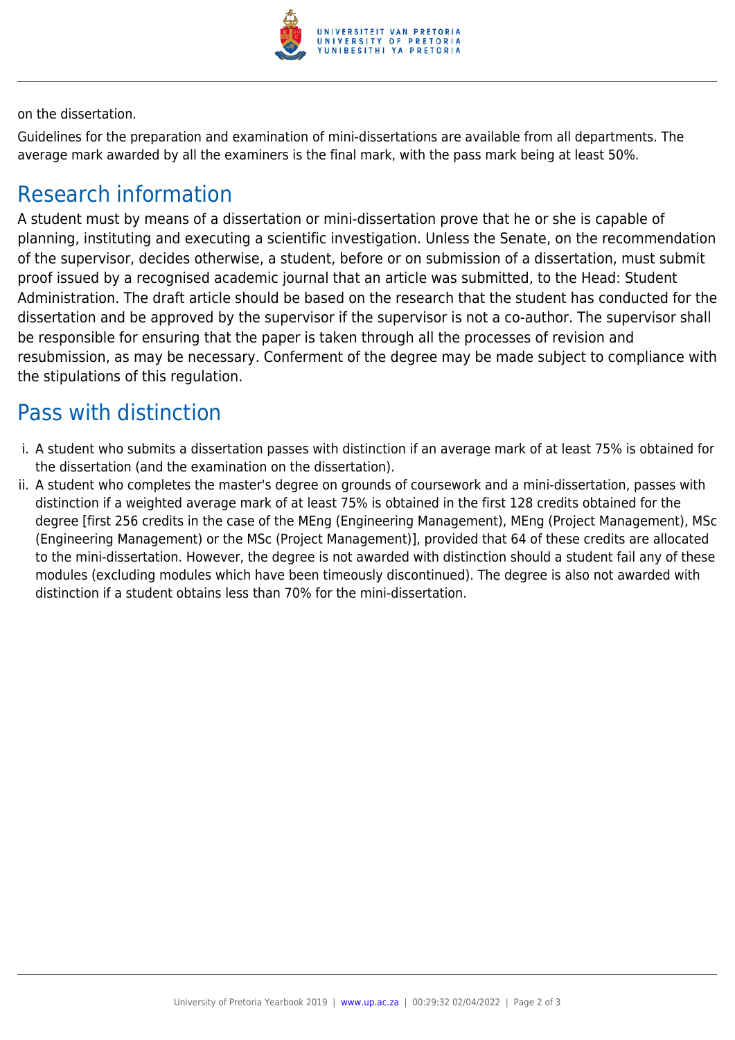on the dissertation.

Guidelines for the preparation and examination of mini-dissertations are available from all departments. The average mark awarded by all the examiners is the final mark, with the pass mark being at least 50%.

## Research information

A student must by means of a dissertation or mini-dissertation prove that he or she is capable of planning, instituting and executing a scientific investigation. Unless the Senate, on the recommendation of the supervisor, decides otherwise, a student, before or on submission of a dissertation, must submit proof issued by a recognised academic journal that an article was submitted, to the Head: Student Administration. The draft article should be based on the research that the student has conducted for the dissertation and be approved by the supervisor if the supervisor is not a co-author. The supervisor shall be responsible for ensuring that the paper is taken through all the processes of revision and resubmission, as may be necessary. Conferment of the degree may be made subject to compliance with the stipulations of this regulation.

## Pass with distinction

i. A student who submits a dissertation passes with distinction if an average mark of at least 75% is obtained for the dissertation (and the examination on the dissertation).

ii. A student who completes the master's degree on grounds of coursework and a mini-dissertation, passes with distinction if a weighted average mark of at least 75% is obtained in the first 128 credits obtained for the degree [first 256 credits in the case of the MEng (Engineering Management), MEng (Project Management), MSc (Engineering Management) or the MSc (Project Management)], provided that 64 of these credits are allocated to the mini-dissertation. However, the degree is not awarded with distinction should a student fail any of these modules (excluding modules which have been timeously discontinued). The degree is also not awarded with distinction if a student obtains less than 70% for the mini-dissertation.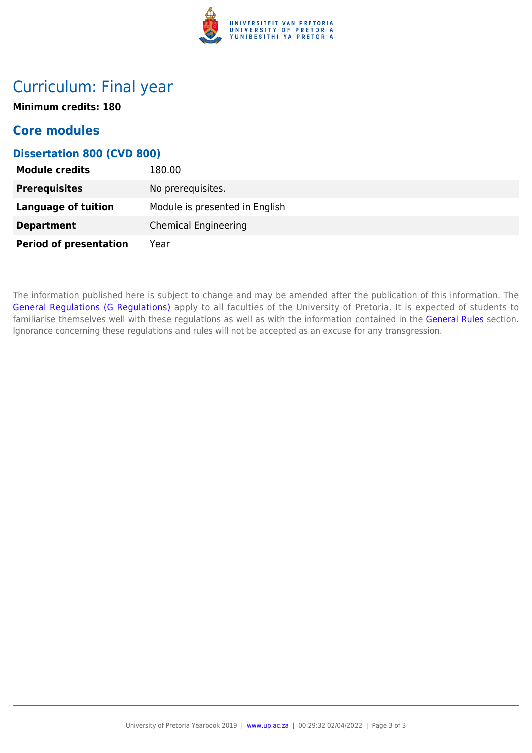# Curriculum: Final year

**Minimum credits: 180**

## Core modules

### Dissertation 800 (CVD 800)

| | |
|---|---|
| **Module credits** | 180.00 |
| **Prerequisites** | No prerequisites. |
| **Language of tuition** | Module is presented in English |
| **Department** | Chemical Engineering |
| **Period of presentation** | Year |

The information published here is subject to change and may be amended after the publication of this information. The General Regulations (G Regulations) apply to all faculties of the University of Pretoria. It is expected of students to familiarise themselves well with these regulations as well as with the information contained in the General Rules section. Ignorance concerning these regulations and rules will not be accepted as an excuse for any transgression.